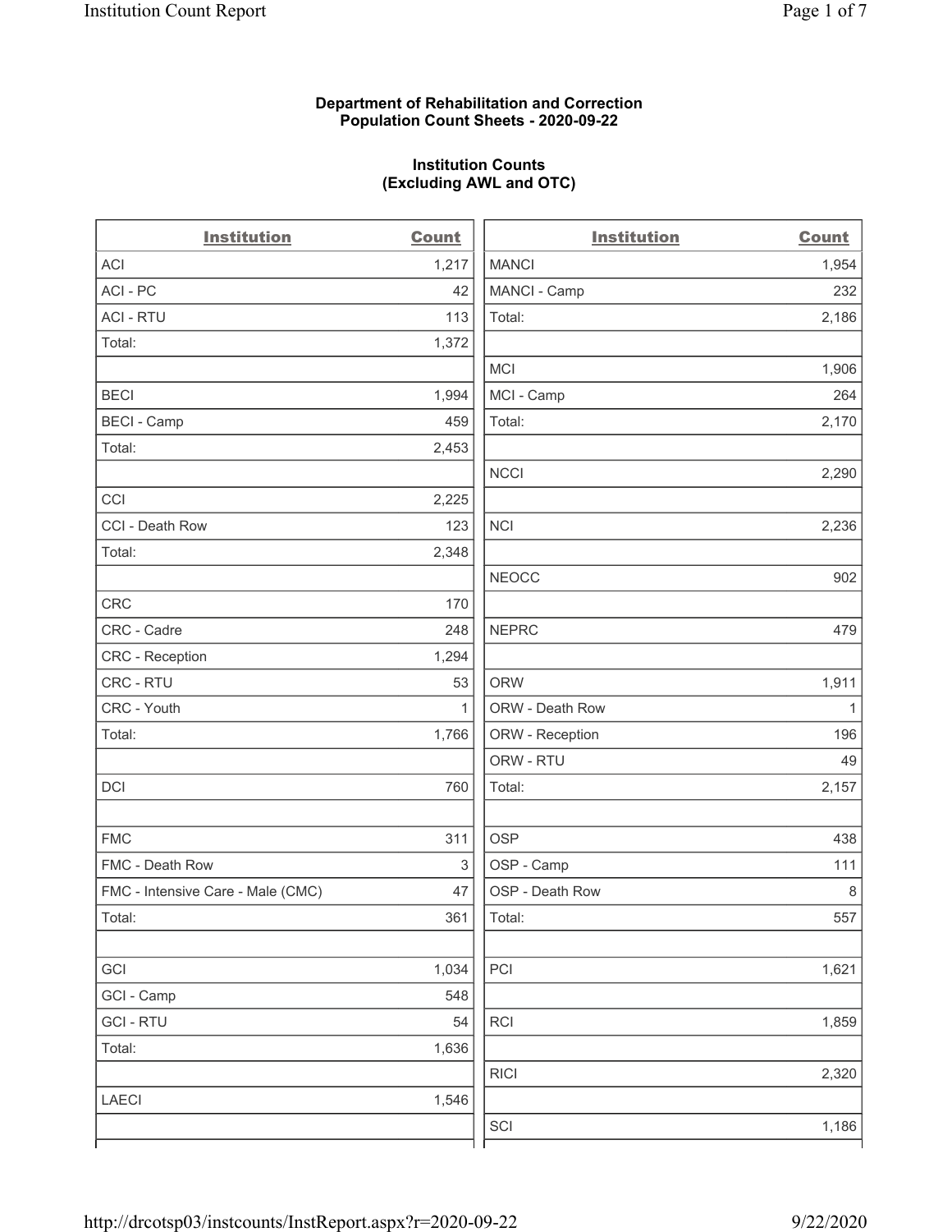**Department of Rehabilitation and Correction**
**Population Count Sheets - 2020-09-22**

**Institution Counts**
**(Excluding AWL and OTC)**

| Institution | Count |
|---|---|
| ACI | 1,217 |
| ACI - PC | 42 |
| ACI - RTU | 113 |
| Total: | 1,372 |
| | |
| BECI | 1,994 |
| BECI - Camp | 459 |
| Total: | 2,453 |
| | |
| CCI | 2,225 |
| CCI - Death Row | 123 |
| Total: | 2,348 |
| | |
| CRC | 170 |
| CRC - Cadre | 248 |
| CRC - Reception | 1,294 |
| CRC - RTU | 53 |
| CRC - Youth | 1 |
| Total: | 1,766 |
| | |
| DCI | 760 |
| | |
| FMC | 311 |
| FMC - Death Row | 3 |
| FMC - Intensive Care - Male (CMC) | 47 |
| Total: | 361 |
| | |
| GCI | 1,034 |
| GCI - Camp | 548 |
| GCI - RTU | 54 |
| Total: | 1,636 |
| | |
| LAECI | 1,546 |
| | |
| MANCI | 1,954 |
| MANCI - Camp | 232 |
| Total: | 2,186 |
| | |
| MCI | 1,906 |
| MCI - Camp | 264 |
| Total: | 2,170 |
| | |
| NCCI | 2,290 |
| | |
| NCI | 2,236 |
| | |
| NEOCC | 902 |
| | |
| NEPRC | 479 |
| | |
| ORW | 1,911 |
| ORW - Death Row | 1 |
| ORW - Reception | 196 |
| ORW - RTU | 49 |
| Total: | 2,157 |
| | |
| OSP | 438 |
| OSP - Camp | 111 |
| OSP - Death Row | 8 |
| Total: | 557 |
| | |
| PCI | 1,621 |
| | |
| RCI | 1,859 |
| | |
| RICI | 2,320 |
| | |
| SCI | 1,186 |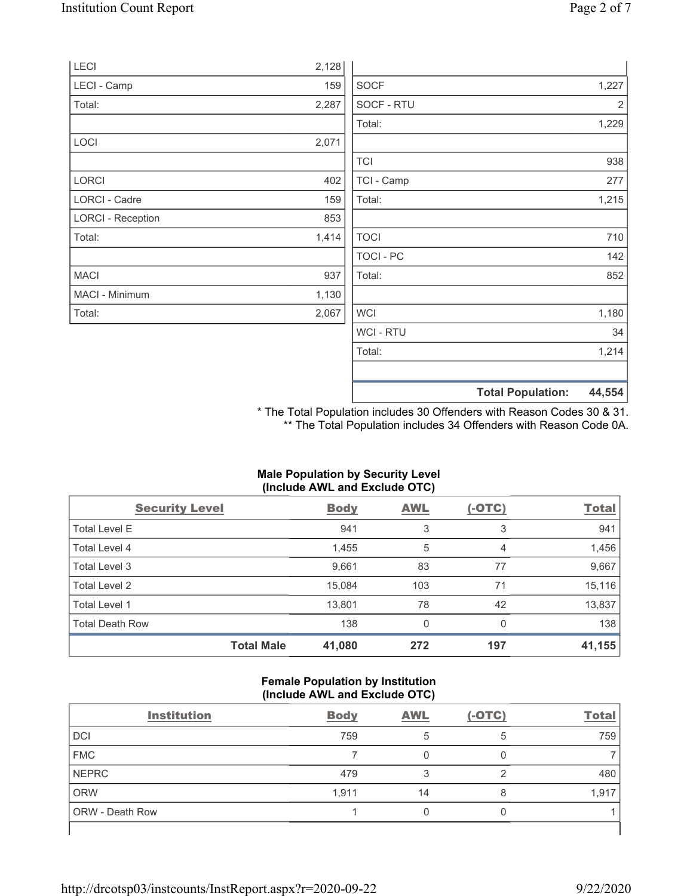| | |
|---|---|
| LECI | 2,128 |
| LECI - Camp | 159 |
| Total: | 2,287 |
| | |
| LOCI | 2,071 |
| | |
| LORCI | 402 |
| LORCI - Cadre | 159 |
| LORCI - Reception | 853 |
| Total: | 1,414 |
| | |
| MACI | 937 |
| MACI - Minimum | 1,130 |
| Total: | 2,067 |

| | |
|---|---|
| | |
| SOCF | 1,227 |
| SOCF - RTU | 2 |
| Total: | 1,229 |
| | |
| TCI | 938 |
| TCI - Camp | 277 |
| Total: | 1,215 |
| | |
| TOCI | 710 |
| TOCI - PC | 142 |
| Total: | 852 |
| | |
| WCI | 1,180 |
| WCI - RTU | 34 |
| Total: | 1,214 |
| | |
| **Total Population:** | **44,554** |

\* The Total Population includes 30 Offenders with Reason Codes 30 & 31.
\*\* The Total Population includes 34 Offenders with Reason Code 0A.

**Male Population by Security Level (Include AWL and Exclude OTC)**

| Security Level | Body | AWL | (-OTC) | Total |
|---|---|---|---|---|
| Total Level E | 941 | 3 | 3 | 941 |
| Total Level 4 | 1,455 | 5 | 4 | 1,456 |
| Total Level 3 | 9,661 | 83 | 77 | 9,667 |
| Total Level 2 | 15,084 | 103 | 71 | 15,116 |
| Total Level 1 | 13,801 | 78 | 42 | 13,837 |
| Total Death Row | 138 | 0 | 0 | 138 |
| **Total Male** | **41,080** | **272** | **197** | **41,155** |

**Female Population by Institution (Include AWL and Exclude OTC)**

| Institution | Body | AWL | (-OTC) | Total |
|---|---|---|---|---|
| DCI | 759 | 5 | 5 | 759 |
| FMC | 7 | 0 | 0 | 7 |
| NEPRC | 479 | 3 | 2 | 480 |
| ORW | 1,911 | 14 | 8 | 1,917 |
| ORW - Death Row | 1 | 0 | 0 | 1 |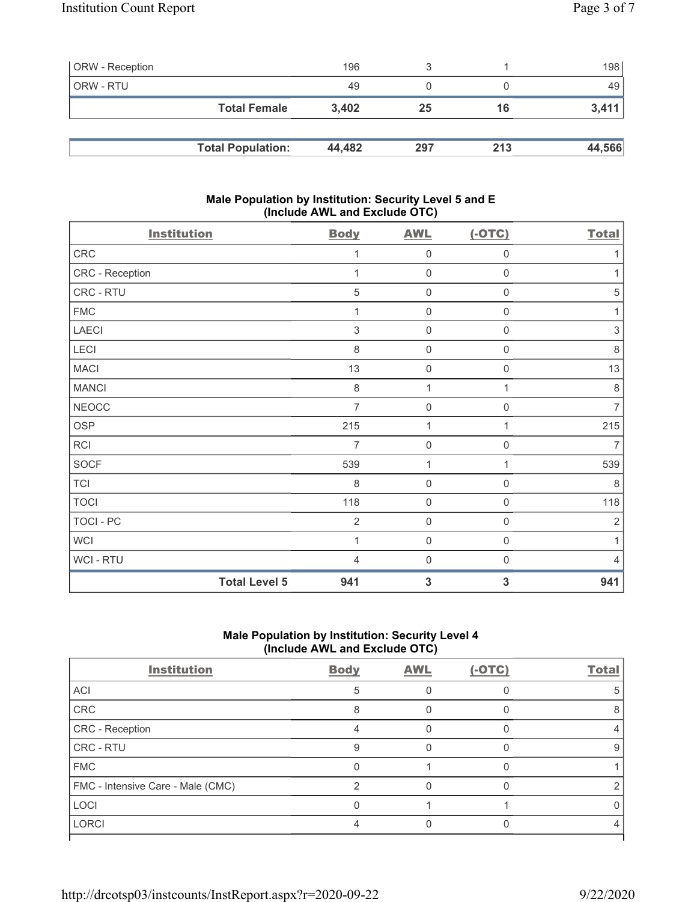| ORW - Reception | 196 | 3 | 1 | 198 |
|---|---|---|---|---|
| ORW - RTU | 49 | 0 | 0 | 49 |
| **Total Female** | **3,402** | **25** | **16** | **3,411** |

| **Total Population:** | **44,482** | **297** | **213** | **44,566** |
|---|---|---|---|---|

### Male Population by Institution: Security Level 5 and E (Include AWL and Exclude OTC)

| Institution | Body | AWL | (-OTC) | Total |
|---|---|---|---|---|
| CRC | 1 | 0 | 0 | 1 |
| CRC - Reception | 1 | 0 | 0 | 1 |
| CRC - RTU | 5 | 0 | 0 | 5 |
| FMC | 1 | 0 | 0 | 1 |
| LAECI | 3 | 0 | 0 | 3 |
| LECI | 8 | 0 | 0 | 8 |
| MACI | 13 | 0 | 0 | 13 |
| MANCI | 8 | 1 | 1 | 8 |
| NEOCC | 7 | 0 | 0 | 7 |
| OSP | 215 | 1 | 1 | 215 |
| RCI | 7 | 0 | 0 | 7 |
| SOCF | 539 | 1 | 1 | 539 |
| TCI | 8 | 0 | 0 | 8 |
| TOCI | 118 | 0 | 0 | 118 |
| TOCI - PC | 2 | 0 | 0 | 2 |
| WCI | 1 | 0 | 0 | 1 |
| WCI - RTU | 4 | 0 | 0 | 4 |
| **Total Level 5** | **941** | **3** | **3** | **941** |

### Male Population by Institution: Security Level 4 (Include AWL and Exclude OTC)

| Institution | Body | AWL | (-OTC) | Total |
|---|---|---|---|---|
| ACI | 5 | 0 | 0 | 5 |
| CRC | 8 | 0 | 0 | 8 |
| CRC - Reception | 4 | 0 | 0 | 4 |
| CRC - RTU | 9 | 0 | 0 | 9 |
| FMC | 0 | 1 | 0 | 1 |
| FMC - Intensive Care - Male (CMC) | 2 | 0 | 0 | 2 |
| LOCI | 0 | 1 | 1 | 0 |
| LORCI | 4 | 0 | 0 | 4 |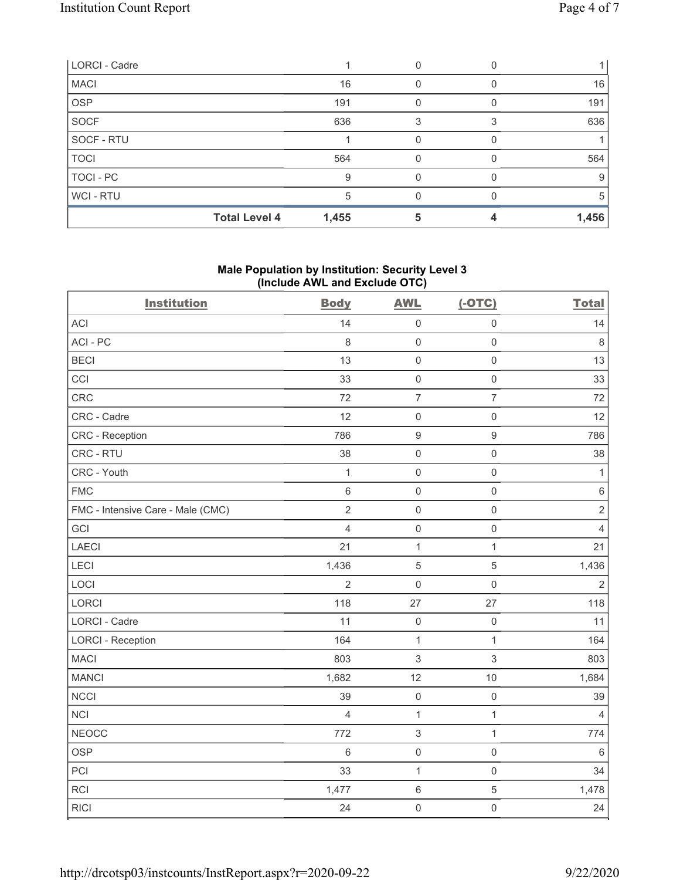| LORCI - Cadre | 1 | 0 | 0 | 1 |
|---|---|---|---|---|
| MACI | 16 | 0 | 0 | 16 |
| OSP | 191 | 0 | 0 | 191 |
| SOCF | 636 | 3 | 3 | 636 |
| SOCF - RTU | 1 | 0 | 0 | 1 |
| TOCI | 564 | 0 | 0 | 564 |
| TOCI - PC | 9 | 0 | 0 | 9 |
| WCI - RTU | 5 | 0 | 0 | 5 |
| **Total Level 4** | **1,455** | **5** | **4** | **1,456** |

### Male Population by Institution: Security Level 3 (Include AWL and Exclude OTC)

| Institution | Body | AWL | (-OTC) | Total |
|---|---|---|---|---|
| ACI | 14 | 0 | 0 | 14 |
| ACI - PC | 8 | 0 | 0 | 8 |
| BECI | 13 | 0 | 0 | 13 |
| CCI | 33 | 0 | 0 | 33 |
| CRC | 72 | 7 | 7 | 72 |
| CRC - Cadre | 12 | 0 | 0 | 12 |
| CRC - Reception | 786 | 9 | 9 | 786 |
| CRC - RTU | 38 | 0 | 0 | 38 |
| CRC - Youth | 1 | 0 | 0 | 1 |
| FMC | 6 | 0 | 0 | 6 |
| FMC - Intensive Care - Male (CMC) | 2 | 0 | 0 | 2 |
| GCI | 4 | 0 | 0 | 4 |
| LAECI | 21 | 1 | 1 | 21 |
| LECI | 1,436 | 5 | 5 | 1,436 |
| LOCI | 2 | 0 | 0 | 2 |
| LORCI | 118 | 27 | 27 | 118 |
| LORCI - Cadre | 11 | 0 | 0 | 11 |
| LORCI - Reception | 164 | 1 | 1 | 164 |
| MACI | 803 | 3 | 3 | 803 |
| MANCI | 1,682 | 12 | 10 | 1,684 |
| NCCI | 39 | 0 | 0 | 39 |
| NCI | 4 | 1 | 1 | 4 |
| NEOCC | 772 | 3 | 1 | 774 |
| OSP | 6 | 0 | 0 | 6 |
| PCI | 33 | 1 | 0 | 34 |
| RCI | 1,477 | 6 | 5 | 1,478 |
| RICI | 24 | 0 | 0 | 24 |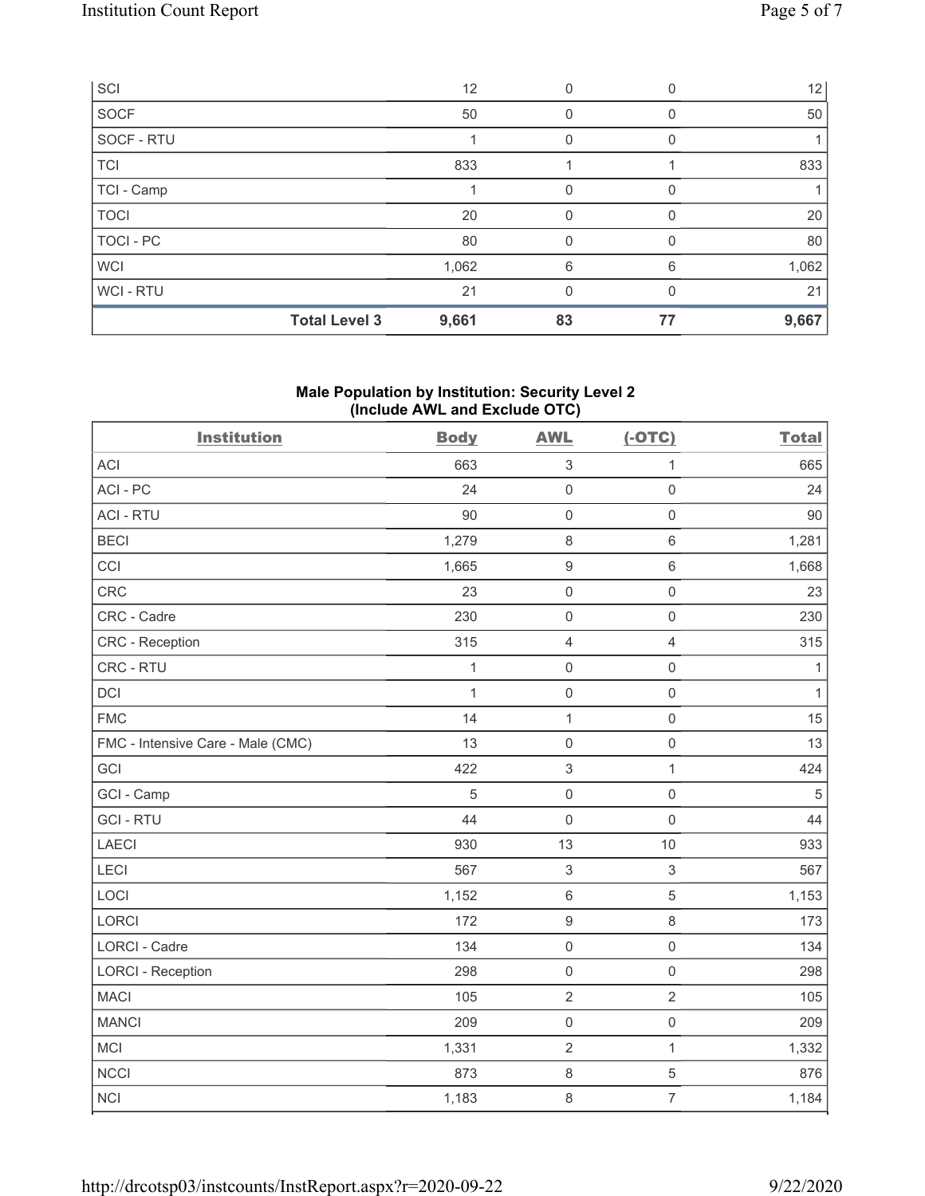| SCI | 12 | 0 | 0 | 12 |
|---|---|---|---|---|
| SOCF | 50 | 0 | 0 | 50 |
| SOCF - RTU | 1 | 0 | 0 | 1 |
| TCI | 833 | 1 | 1 | 833 |
| TCI - Camp | 1 | 0 | 0 | 1 |
| TOCI | 20 | 0 | 0 | 20 |
| TOCI - PC | 80 | 0 | 0 | 80 |
| WCI | 1,062 | 6 | 6 | 1,062 |
| WCI - RTU | 21 | 0 | 0 | 21 |
| **Total Level 3** | **9,661** | **83** | **77** | **9,667** |

### Male Population by Institution: Security Level 2 (Include AWL and Exclude OTC)

| Institution | Body | AWL | (-OTC) | Total |
|---|---|---|---|---|
| ACI | 663 | 3 | 1 | 665 |
| ACI - PC | 24 | 0 | 0 | 24 |
| ACI - RTU | 90 | 0 | 0 | 90 |
| BECI | 1,279 | 8 | 6 | 1,281 |
| CCI | 1,665 | 9 | 6 | 1,668 |
| CRC | 23 | 0 | 0 | 23 |
| CRC - Cadre | 230 | 0 | 0 | 230 |
| CRC - Reception | 315 | 4 | 4 | 315 |
| CRC - RTU | 1 | 0 | 0 | 1 |
| DCI | 1 | 0 | 0 | 1 |
| FMC | 14 | 1 | 0 | 15 |
| FMC - Intensive Care - Male (CMC) | 13 | 0 | 0 | 13 |
| GCI | 422 | 3 | 1 | 424 |
| GCI - Camp | 5 | 0 | 0 | 5 |
| GCI - RTU | 44 | 0 | 0 | 44 |
| LAECI | 930 | 13 | 10 | 933 |
| LECI | 567 | 3 | 3 | 567 |
| LOCI | 1,152 | 6 | 5 | 1,153 |
| LORCI | 172 | 9 | 8 | 173 |
| LORCI - Cadre | 134 | 0 | 0 | 134 |
| LORCI - Reception | 298 | 0 | 0 | 298 |
| MACI | 105 | 2 | 2 | 105 |
| MANCI | 209 | 0 | 0 | 209 |
| MCI | 1,331 | 2 | 1 | 1,332 |
| NCCI | 873 | 8 | 5 | 876 |
| NCI | 1,183 | 8 | 7 | 1,184 |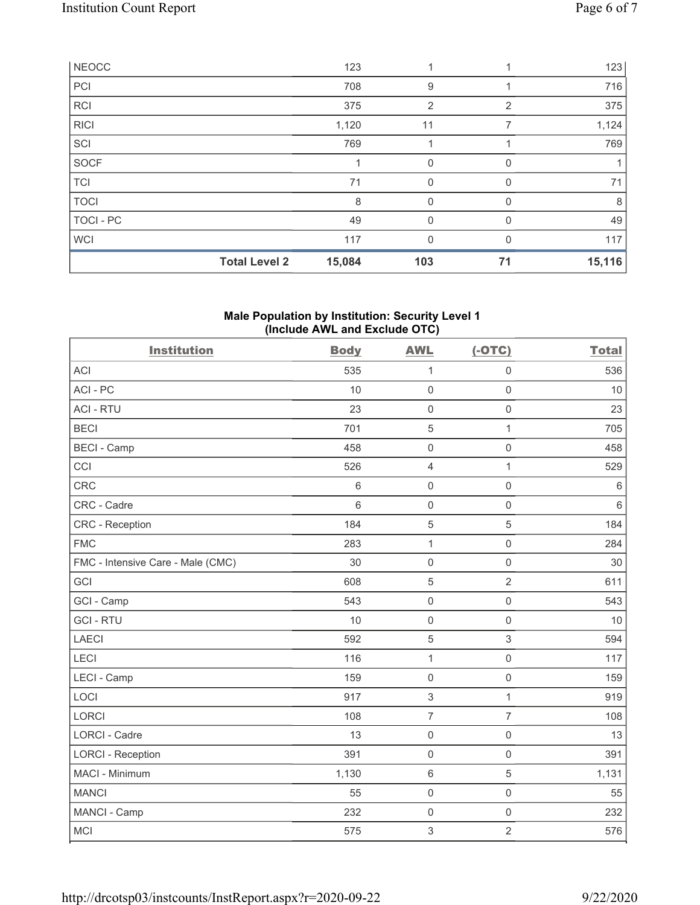| NEOCC | 123 | 1 | 1 | 123 |
|---|---|---|---|---|
| PCI | 708 | 9 | 1 | 716 |
| RCI | 375 | 2 | 2 | 375 |
| RICI | 1,120 | 11 | 7 | 1,124 |
| SCI | 769 | 1 | 1 | 769 |
| SOCF | 1 | 0 | 0 | 1 |
| TCI | 71 | 0 | 0 | 71 |
| TOCI | 8 | 0 | 0 | 8 |
| TOCI - PC | 49 | 0 | 0 | 49 |
| WCI | 117 | 0 | 0 | 117 |
| **Total Level 2** | **15,084** | **103** | **71** | **15,116** |

### Male Population by Institution: Security Level 1 (Include AWL and Exclude OTC)

| Institution | Body | AWL | (-OTC) | Total |
|---|---|---|---|---|
| ACI | 535 | 1 | 0 | 536 |
| ACI - PC | 10 | 0 | 0 | 10 |
| ACI - RTU | 23 | 0 | 0 | 23 |
| BECI | 701 | 5 | 1 | 705 |
| BECI - Camp | 458 | 0 | 0 | 458 |
| CCI | 526 | 4 | 1 | 529 |
| CRC | 6 | 0 | 0 | 6 |
| CRC - Cadre | 6 | 0 | 0 | 6 |
| CRC - Reception | 184 | 5 | 5 | 184 |
| FMC | 283 | 1 | 0 | 284 |
| FMC - Intensive Care - Male (CMC) | 30 | 0 | 0 | 30 |
| GCI | 608 | 5 | 2 | 611 |
| GCI - Camp | 543 | 0 | 0 | 543 |
| GCI - RTU | 10 | 0 | 0 | 10 |
| LAECI | 592 | 5 | 3 | 594 |
| LECI | 116 | 1 | 0 | 117 |
| LECI - Camp | 159 | 0 | 0 | 159 |
| LOCI | 917 | 3 | 1 | 919 |
| LORCI | 108 | 7 | 7 | 108 |
| LORCI - Cadre | 13 | 0 | 0 | 13 |
| LORCI - Reception | 391 | 0 | 0 | 391 |
| MACI - Minimum | 1,130 | 6 | 5 | 1,131 |
| MANCI | 55 | 0 | 0 | 55 |
| MANCI - Camp | 232 | 0 | 0 | 232 |
| MCI | 575 | 3 | 2 | 576 |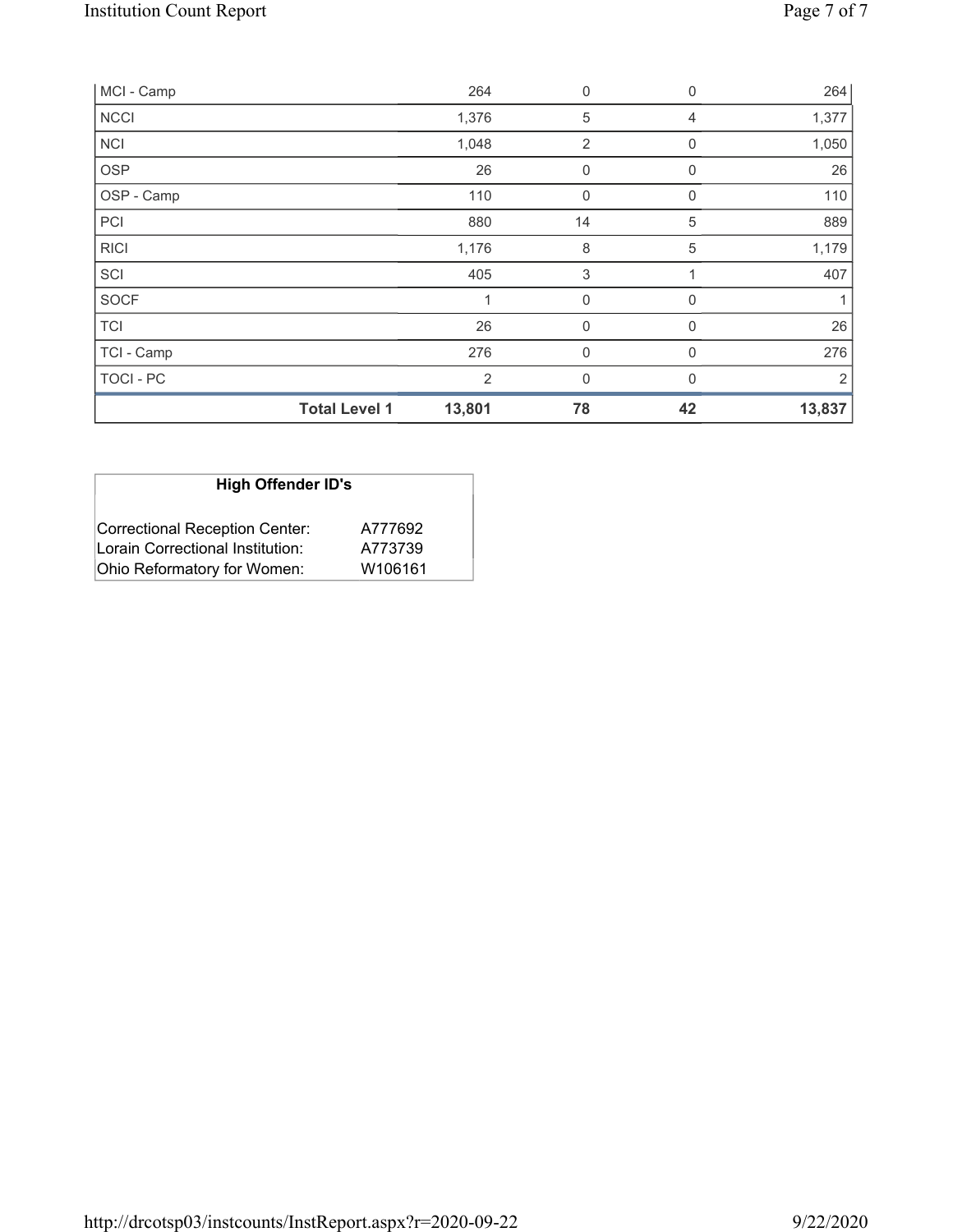| | | | | |
|---|---|---|---|---|
| MCI - Camp | 264 | 0 | 0 | 264 |
| NCCI | 1,376 | 5 | 4 | 1,377 |
| NCI | 1,048 | 2 | 0 | 1,050 |
| OSP | 26 | 0 | 0 | 26 |
| OSP - Camp | 110 | 0 | 0 | 110 |
| PCI | 880 | 14 | 5 | 889 |
| RICI | 1,176 | 8 | 5 | 1,179 |
| SCI | 405 | 3 | 1 | 407 |
| SOCF | 1 | 0 | 0 | 1 |
| TCI | 26 | 0 | 0 | 26 |
| TCI - Camp | 276 | 0 | 0 | 276 |
| TOCI - PC | 2 | 0 | 0 | 2 |
| **Total Level 1** | **13,801** | **78** | **42** | **13,837** |

| **High Offender ID's** | |
|---|---|
| Correctional Reception Center: | A777692 |
| Lorain Correctional Institution: | A773739 |
| Ohio Reformatory for Women: | W106161 |